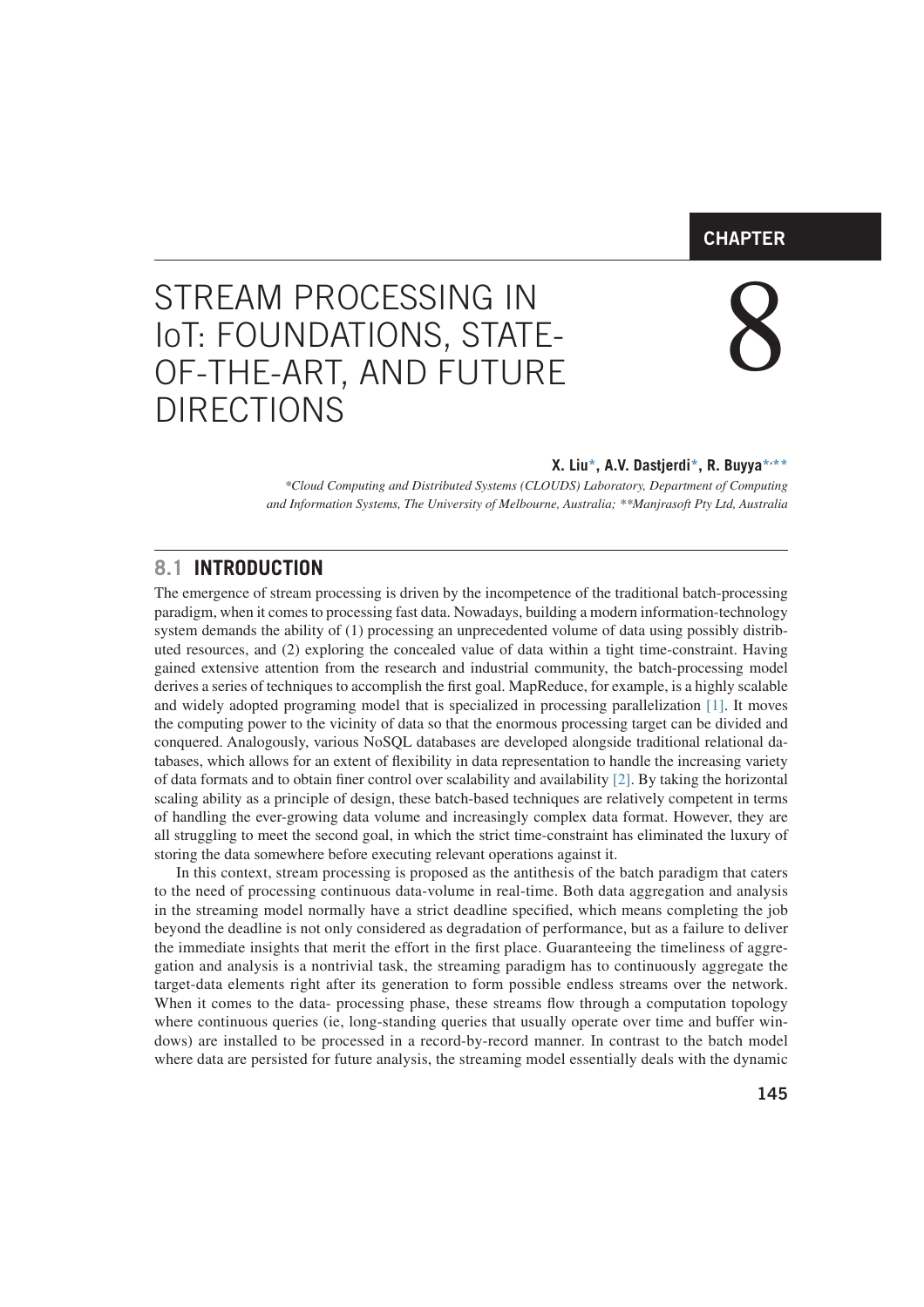CHAPTER

# 8 STREAM PROCESSING IN IoT: FOUNDATIONS, STATE-OF-THE-ART, AND FUTURE DIRECTIONS

**X. Liu*, A.V. Dastjerdi*, R. Buyya*,****

*\*Cloud Computing and Distributed Systems (CLOUDS) Laboratory, Department of Computing and Information Systems, The University of Melbourne, Australia; \*\*Manjrasoft Pty Ltd, Australia*

## 8.1 INTRODUCTION

The emergence of stream processing is driven by the incompetence of the traditional batch-processing paradigm, when it comes to processing fast data. Nowadays, building a modern information-technology system demands the ability of (1) processing an unprecedented volume of data using possibly distributed resources, and (2) exploring the concealed value of data within a tight time-constraint. Having gained extensive attention from the research and industrial community, the batch-processing model derives a series of techniques to accomplish the first goal. MapReduce, for example, is a highly scalable and widely adopted programing model that is specialized in processing parallelization [1]. It moves the computing power to the vicinity of data so that the enormous processing target can be divided and conquered. Analogously, various NoSQL databases are developed alongside traditional relational databases, which allows for an extent of flexibility in data representation to handle the increasing variety of data formats and to obtain finer control over scalability and availability [2]. By taking the horizontal scaling ability as a principle of design, these batch-based techniques are relatively competent in terms of handling the ever-growing data volume and increasingly complex data format. However, they are all struggling to meet the second goal, in which the strict time-constraint has eliminated the luxury of storing the data somewhere before executing relevant operations against it.

In this context, stream processing is proposed as the antithesis of the batch paradigm that caters to the need of processing continuous data-volume in real-time. Both data aggregation and analysis in the streaming model normally have a strict deadline specified, which means completing the job beyond the deadline is not only considered as degradation of performance, but as a failure to deliver the immediate insights that merit the effort in the first place. Guaranteeing the timeliness of aggregation and analysis is a nontrivial task, the streaming paradigm has to continuously aggregate the target-data elements right after its generation to form possible endless streams over the network. When it comes to the data- processing phase, these streams flow through a computation topology where continuous queries (ie, long-standing queries that usually operate over time and buffer windows) are installed to be processed in a record-by-record manner. In contrast to the batch model where data are persisted for future analysis, the streaming model essentially deals with the dynamic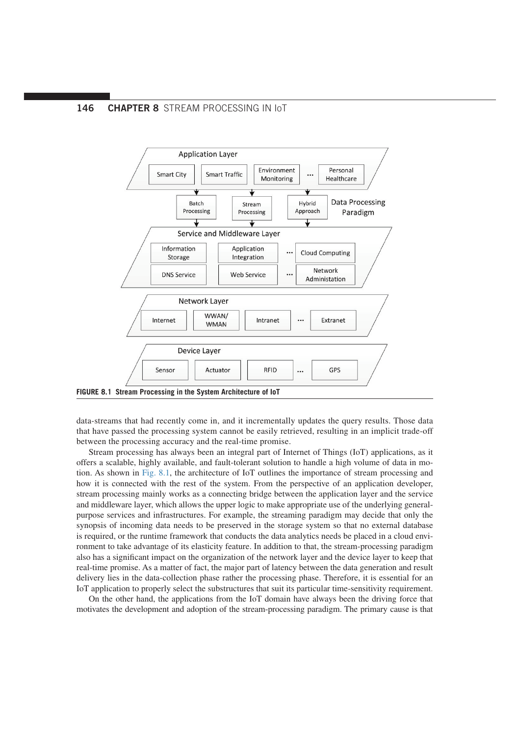Application Layer

Smart City

Smart Traffic

Environment Monitoring

...

Personal Healthcare

Batch Processing

Stream Processing

Hybrid Approach

Data Processing Paradigm

Service and Middleware Layer

Information Storage

Application Integration

...

Cloud Computing

DNS Service

Web Service

...

Network Administation

Network Layer

Internet

WWAN/ WMAN

Intranet

...

Extranet

Device Layer

Sensor

Actuator

RFID

...

GPS

**FIGURE 8.1 Stream Processing in the System Architecture of IoT**

data-streams that had recently come in, and it incrementally updates the query results. Those data that have passed the processing system cannot be easily retrieved, resulting in an implicit trade-off between the processing accuracy and the real-time promise.

Stream processing has always been an integral part of Internet of Things (IoT) applications, as it offers a scalable, highly available, and fault-tolerant solution to handle a high volume of data in motion. As shown in Fig. 8.1, the architecture of IoT outlines the importance of stream processing and how it is connected with the rest of the system. From the perspective of an application developer, stream processing mainly works as a connecting bridge between the application layer and the service and middleware layer, which allows the upper logic to make appropriate use of the underlying general-purpose services and infrastructures. For example, the streaming paradigm may decide that only the synopsis of incoming data needs to be preserved in the storage system so that no external database is required, or the runtime framework that conducts the data analytics needs be placed in a cloud environment to take advantage of its elasticity feature. In addition to that, the stream-processing paradigm also has a significant impact on the organization of the network layer and the device layer to keep that real-time promise. As a matter of fact, the major part of latency between the data generation and result delivery lies in the data-collection phase rather the processing phase. Therefore, it is essential for an IoT application to properly select the substructures that suit its particular time-sensitivity requirement.

On the other hand, the applications from the IoT domain have always been the driving force that motivates the development and adoption of the stream-processing paradigm. The primary cause is that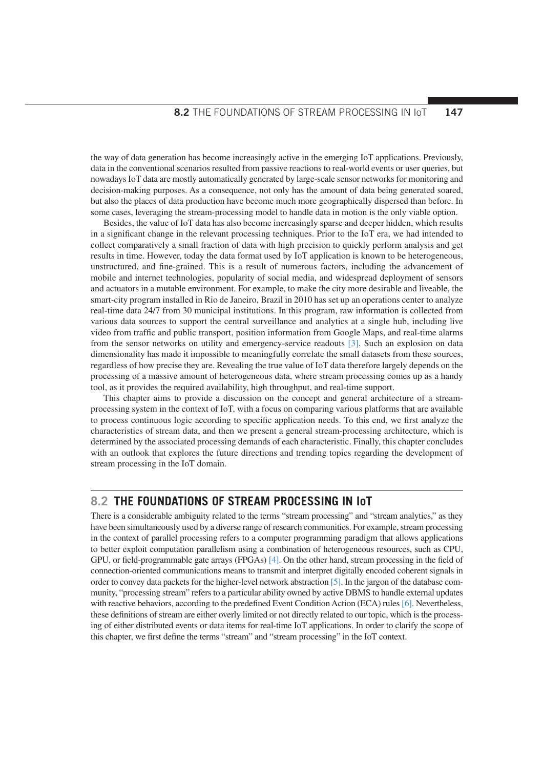the way of data generation has become increasingly active in the emerging IoT applications. Previously, data in the conventional scenarios resulted from passive reactions to real-world events or user queries, but nowadays IoT data are mostly automatically generated by large-scale sensor networks for monitoring and decision-making purposes. As a consequence, not only has the amount of data being generated soared, but also the places of data production have become much more geographically dispersed than before. In some cases, leveraging the stream-processing model to handle data in motion is the only viable option.

Besides, the value of IoT data has also become increasingly sparse and deeper hidden, which results in a significant change in the relevant processing techniques. Prior to the IoT era, we had intended to collect comparatively a small fraction of data with high precision to quickly perform analysis and get results in time. However, today the data format used by IoT application is known to be heterogeneous, unstructured, and fine-grained. This is a result of numerous factors, including the advancement of mobile and internet technologies, popularity of social media, and widespread deployment of sensors and actuators in a mutable environment. For example, to make the city more desirable and liveable, the smart-city program installed in Rio de Janeiro, Brazil in 2010 has set up an operations center to analyze real-time data 24/7 from 30 municipal institutions. In this program, raw information is collected from various data sources to support the central surveillance and analytics at a single hub, including live video from traffic and public transport, position information from Google Maps, and real-time alarms from the sensor networks on utility and emergency-service readouts [3]. Such an explosion on data dimensionality has made it impossible to meaningfully correlate the small datasets from these sources, regardless of how precise they are. Revealing the true value of IoT data therefore largely depends on the processing of a massive amount of heterogeneous data, where stream processing comes up as a handy tool, as it provides the required availability, high throughput, and real-time support.

This chapter aims to provide a discussion on the concept and general architecture of a stream-processing system in the context of IoT, with a focus on comparing various platforms that are available to process continuous logic according to specific application needs. To this end, we first analyze the characteristics of stream data, and then we present a general stream-processing architecture, which is determined by the associated processing demands of each characteristic. Finally, this chapter concludes with an outlook that explores the future directions and trending topics regarding the development of stream processing in the IoT domain.

## 8.2 THE FOUNDATIONS OF STREAM PROCESSING IN IoT

There is a considerable ambiguity related to the terms "stream processing" and "stream analytics," as they have been simultaneously used by a diverse range of research communities. For example, stream processing in the context of parallel processing refers to a computer programming paradigm that allows applications to better exploit computation parallelism using a combination of heterogeneous resources, such as CPU, GPU, or field-programmable gate arrays (FPGAs) [4]. On the other hand, stream processing in the field of connection-oriented communications means to transmit and interpret digitally encoded coherent signals in order to convey data packets for the higher-level network abstraction [5]. In the jargon of the database community, "processing stream" refers to a particular ability owned by active DBMS to handle external updates with reactive behaviors, according to the predefined Event Condition Action (ECA) rules [6]. Nevertheless, these definitions of stream are either overly limited or not directly related to our topic, which is the processing of either distributed events or data items for real-time IoT applications. In order to clarify the scope of this chapter, we first define the terms "stream" and "stream processing" in the IoT context.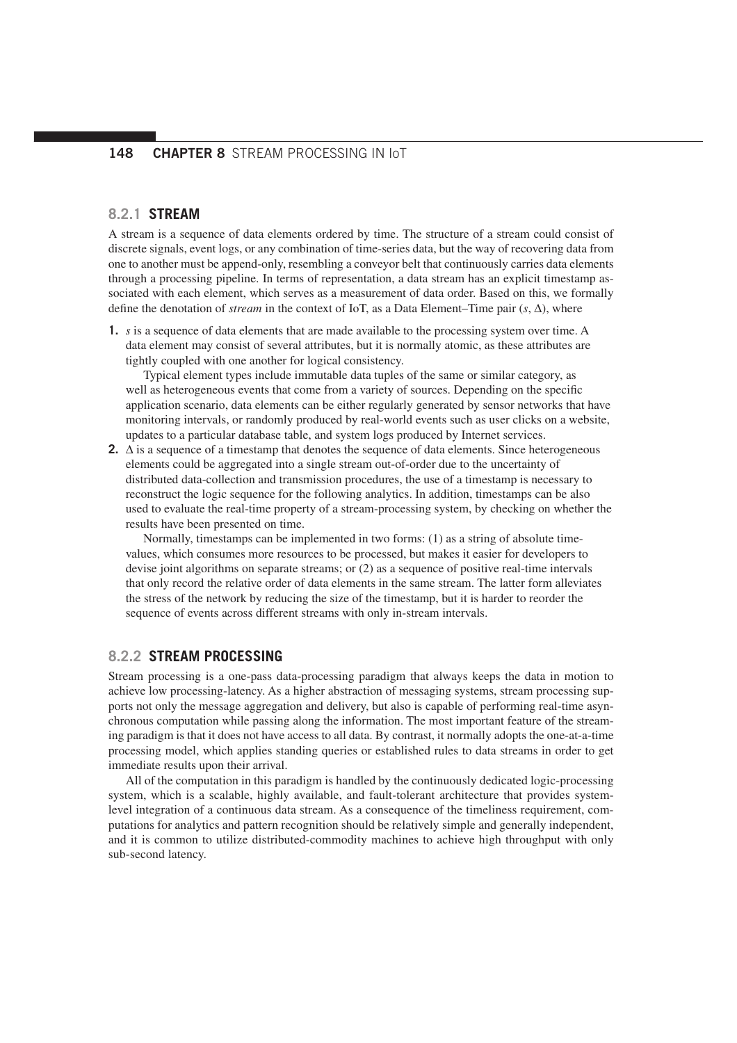### 8.2.1 STREAM

A stream is a sequence of data elements ordered by time. The structure of a stream could consist of discrete signals, event logs, or any combination of time-series data, but the way of recovering data from one to another must be append-only, resembling a conveyor belt that continuously carries data elements through a processing pipeline. In terms of representation, a data stream has an explicit timestamp associated with each element, which serves as a measurement of data order. Based on this, we formally define the denotation of *stream* in the context of IoT, as a Data Element–Time pair ($s$, $\Delta$), where

1. $s$ is a sequence of data elements that are made available to the processing system over time. A data element may consist of several attributes, but it is normally atomic, as these attributes are tightly coupled with one another for logical consistency.

   Typical element types include immutable data tuples of the same or similar category, as well as heterogeneous events that come from a variety of sources. Depending on the specific application scenario, data elements can be either regularly generated by sensor networks that have monitoring intervals, or randomly produced by real-world events such as user clicks on a website, updates to a particular database table, and system logs produced by Internet services.

2. $\Delta$ is a sequence of a timestamp that denotes the sequence of data elements. Since heterogeneous elements could be aggregated into a single stream out-of-order due to the uncertainty of distributed data-collection and transmission procedures, the use of a timestamp is necessary to reconstruct the logic sequence for the following analytics. In addition, timestamps can be also used to evaluate the real-time property of a stream-processing system, by checking on whether the results have been presented on time.

   Normally, timestamps can be implemented in two forms: (1) as a string of absolute time-values, which consumes more resources to be processed, but makes it easier for developers to devise joint algorithms on separate streams; or (2) as a sequence of positive real-time intervals that only record the relative order of data elements in the same stream. The latter form alleviates the stress of the network by reducing the size of the timestamp, but it is harder to reorder the sequence of events across different streams with only in-stream intervals.

### 8.2.2 STREAM PROCESSING

Stream processing is a one-pass data-processing paradigm that always keeps the data in motion to achieve low processing-latency. As a higher abstraction of messaging systems, stream processing supports not only the message aggregation and delivery, but also is capable of performing real-time asynchronous computation while passing along the information. The most important feature of the streaming paradigm is that it does not have access to all data. By contrast, it normally adopts the one-at-a-time processing model, which applies standing queries or established rules to data streams in order to get immediate results upon their arrival.

All of the computation in this paradigm is handled by the continuously dedicated logic-processing system, which is a scalable, highly available, and fault-tolerant architecture that provides system-level integration of a continuous data stream. As a consequence of the timeliness requirement, computations for analytics and pattern recognition should be relatively simple and generally independent, and it is common to utilize distributed-commodity machines to achieve high throughput with only sub-second latency.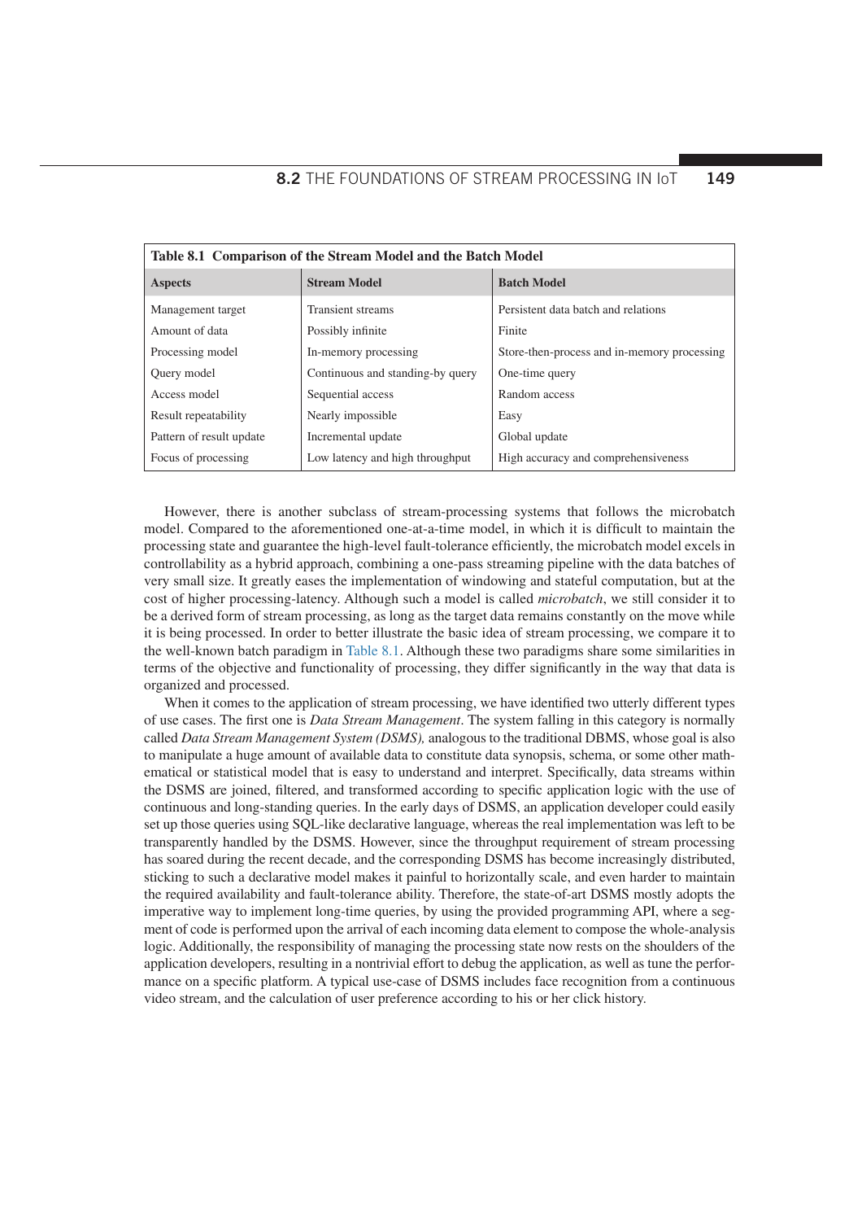**Table 8.1 Comparison of the Stream Model and the Batch Model**

| Aspects | Stream Model | Batch Model |
|---|---|---|
| Management target | Transient streams | Persistent data batch and relations |
| Amount of data | Possibly infinite | Finite |
| Processing model | In-memory processing | Store-then-process and in-memory processing |
| Query model | Continuous and standing-by query | One-time query |
| Access model | Sequential access | Random access |
| Result repeatability | Nearly impossible | Easy |
| Pattern of result update | Incremental update | Global update |
| Focus of processing | Low latency and high throughput | High accuracy and comprehensiveness |

However, there is another subclass of stream-processing systems that follows the microbatch model. Compared to the aforementioned one-at-a-time model, in which it is difficult to maintain the processing state and guarantee the high-level fault-tolerance efficiently, the microbatch model excels in controllability as a hybrid approach, combining a one-pass streaming pipeline with the data batches of very small size. It greatly eases the implementation of windowing and stateful computation, but at the cost of higher processing-latency. Although such a model is called *microbatch*, we still consider it to be a derived form of stream processing, as long as the target data remains constantly on the move while it is being processed. In order to better illustrate the basic idea of stream processing, we compare it to the well-known batch paradigm in Table 8.1. Although these two paradigms share some similarities in terms of the objective and functionality of processing, they differ significantly in the way that data is organized and processed.

When it comes to the application of stream processing, we have identified two utterly different types of use cases. The first one is *Data Stream Management*. The system falling in this category is normally called *Data Stream Management System (DSMS),* analogous to the traditional DBMS, whose goal is also to manipulate a huge amount of available data to constitute data synopsis, schema, or some other mathematical or statistical model that is easy to understand and interpret. Specifically, data streams within the DSMS are joined, filtered, and transformed according to specific application logic with the use of continuous and long-standing queries. In the early days of DSMS, an application developer could easily set up those queries using SQL-like declarative language, whereas the real implementation was left to be transparently handled by the DSMS. However, since the throughput requirement of stream processing has soared during the recent decade, and the corresponding DSMS has become increasingly distributed, sticking to such a declarative model makes it painful to horizontally scale, and even harder to maintain the required availability and fault-tolerance ability. Therefore, the state-of-art DSMS mostly adopts the imperative way to implement long-time queries, by using the provided programming API, where a segment of code is performed upon the arrival of each incoming data element to compose the whole-analysis logic. Additionally, the responsibility of managing the processing state now rests on the shoulders of the application developers, resulting in a nontrivial effort to debug the application, as well as tune the performance on a specific platform. A typical use-case of DSMS includes face recognition from a continuous video stream, and the calculation of user preference according to his or her click history.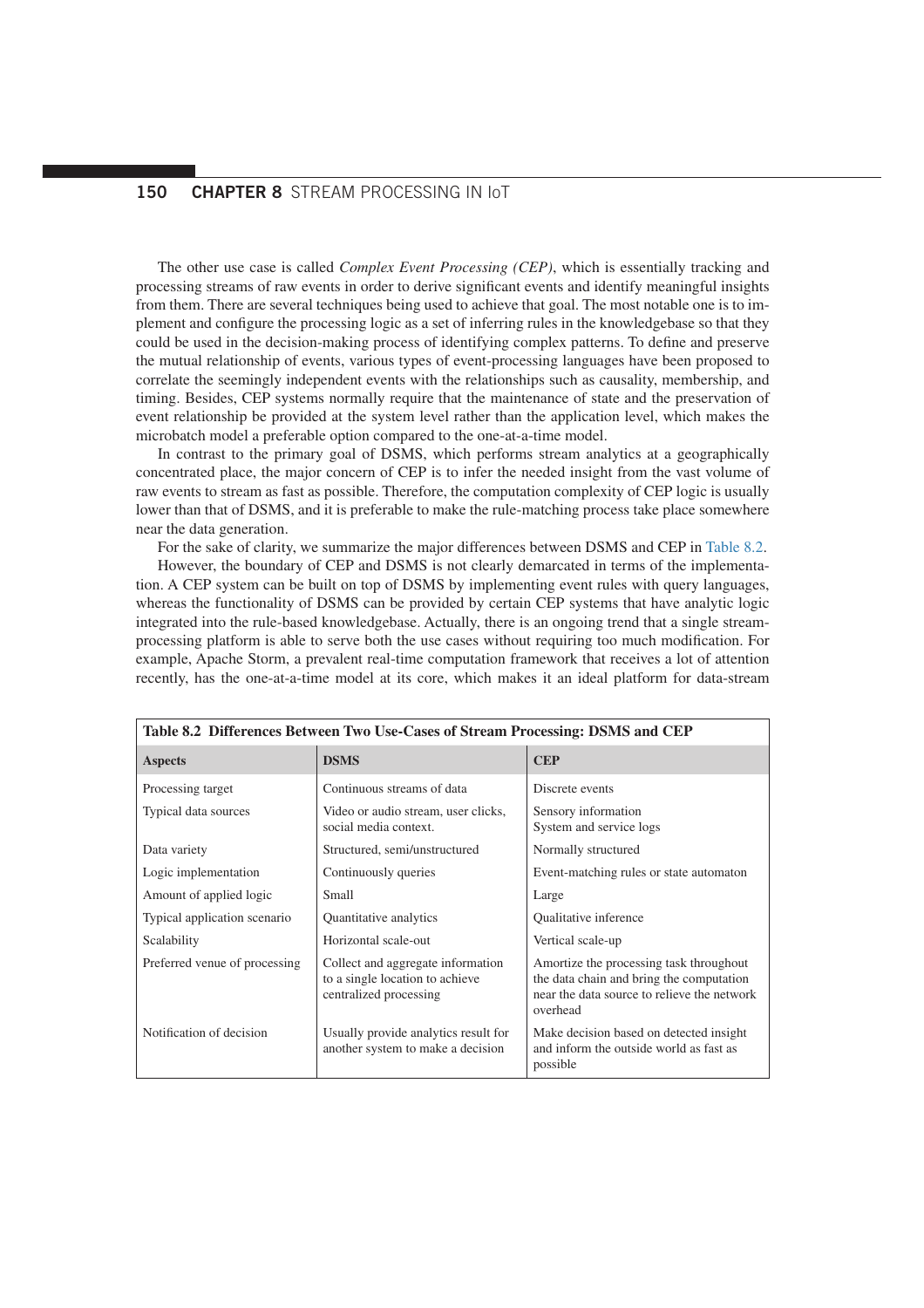The other use case is called *Complex Event Processing (CEP)*, which is essentially tracking and processing streams of raw events in order to derive significant events and identify meaningful insights from them. There are several techniques being used to achieve that goal. The most notable one is to implement and configure the processing logic as a set of inferring rules in the knowledgebase so that they could be used in the decision-making process of identifying complex patterns. To define and preserve the mutual relationship of events, various types of event-processing languages have been proposed to correlate the seemingly independent events with the relationships such as causality, membership, and timing. Besides, CEP systems normally require that the maintenance of state and the preservation of event relationship be provided at the system level rather than the application level, which makes the microbatch model a preferable option compared to the one-at-a-time model.

In contrast to the primary goal of DSMS, which performs stream analytics at a geographically concentrated place, the major concern of CEP is to infer the needed insight from the vast volume of raw events to stream as fast as possible. Therefore, the computation complexity of CEP logic is usually lower than that of DSMS, and it is preferable to make the rule-matching process take place somewhere near the data generation.

For the sake of clarity, we summarize the major differences between DSMS and CEP in Table 8.2.

However, the boundary of CEP and DSMS is not clearly demarcated in terms of the implementation. A CEP system can be built on top of DSMS by implementing event rules with query languages, whereas the functionality of DSMS can be provided by certain CEP systems that have analytic logic integrated into the rule-based knowledgebase. Actually, there is an ongoing trend that a single stream-processing platform is able to serve both the use cases without requiring too much modification. For example, Apache Storm, a prevalent real-time computation framework that receives a lot of attention recently, has the one-at-a-time model at its core, which makes it an ideal platform for data-stream

**Table 8.2 Differences Between Two Use-Cases of Stream Processing: DSMS and CEP**

| Aspects | DSMS | CEP |
|---|---|---|
| Processing target | Continuous streams of data | Discrete events |
| Typical data sources | Video or audio stream, user clicks, social media context. | Sensory information<br>System and service logs |
| Data variety | Structured, semi/unstructured | Normally structured |
| Logic implementation | Continuously queries | Event-matching rules or state automaton |
| Amount of applied logic | Small | Large |
| Typical application scenario | Quantitative analytics | Qualitative inference |
| Scalability | Horizontal scale-out | Vertical scale-up |
| Preferred venue of processing | Collect and aggregate information to a single location to achieve centralized processing | Amortize the processing task throughout the data chain and bring the computation near the data source to relieve the network overhead |
| Notification of decision | Usually provide analytics result for another system to make a decision | Make decision based on detected insight and inform the outside world as fast as possible |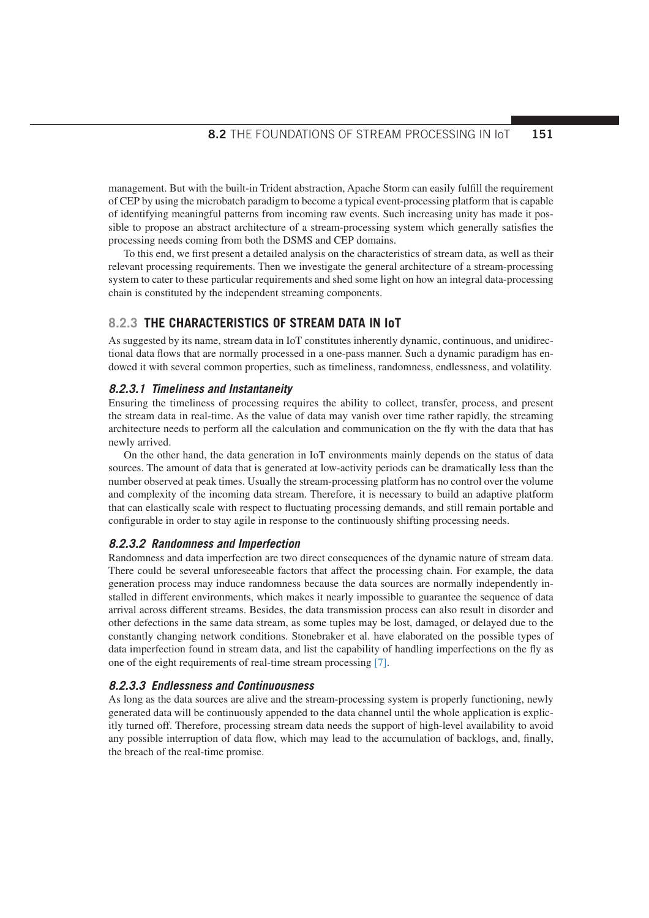management. But with the built-in Trident abstraction, Apache Storm can easily fulfill the requirement of CEP by using the microbatch paradigm to become a typical event-processing platform that is capable of identifying meaningful patterns from incoming raw events. Such increasing unity has made it possible to propose an abstract architecture of a stream-processing system which generally satisfies the processing needs coming from both the DSMS and CEP domains.

To this end, we first present a detailed analysis on the characteristics of stream data, as well as their relevant processing requirements. Then we investigate the general architecture of a stream-processing system to cater to these particular requirements and shed some light on how an integral data-processing chain is constituted by the independent streaming components.

## 8.2.3 THE CHARACTERISTICS OF STREAM DATA IN IoT

As suggested by its name, stream data in IoT constitutes inherently dynamic, continuous, and unidirectional data flows that are normally processed in a one-pass manner. Such a dynamic paradigm has endowed it with several common properties, such as timeliness, randomness, endlessness, and volatility.

### *8.2.3.1 Timeliness and Instantaneity*

Ensuring the timeliness of processing requires the ability to collect, transfer, process, and present the stream data in real-time. As the value of data may vanish over time rather rapidly, the streaming architecture needs to perform all the calculation and communication on the fly with the data that has newly arrived.

On the other hand, the data generation in IoT environments mainly depends on the status of data sources. The amount of data that is generated at low-activity periods can be dramatically less than the number observed at peak times. Usually the stream-processing platform has no control over the volume and complexity of the incoming data stream. Therefore, it is necessary to build an adaptive platform that can elastically scale with respect to fluctuating processing demands, and still remain portable and configurable in order to stay agile in response to the continuously shifting processing needs.

### *8.2.3.2 Randomness and Imperfection*

Randomness and data imperfection are two direct consequences of the dynamic nature of stream data. There could be several unforeseeable factors that affect the processing chain. For example, the data generation process may induce randomness because the data sources are normally independently installed in different environments, which makes it nearly impossible to guarantee the sequence of data arrival across different streams. Besides, the data transmission process can also result in disorder and other defections in the same data stream, as some tuples may be lost, damaged, or delayed due to the constantly changing network conditions. Stonebraker et al. have elaborated on the possible types of data imperfection found in stream data, and list the capability of handling imperfections on the fly as one of the eight requirements of real-time stream processing [7].

### *8.2.3.3 Endlessness and Continuousness*

As long as the data sources are alive and the stream-processing system is properly functioning, newly generated data will be continuously appended to the data channel until the whole application is explicitly turned off. Therefore, processing stream data needs the support of high-level availability to avoid any possible interruption of data flow, which may lead to the accumulation of backlogs, and, finally, the breach of the real-time promise.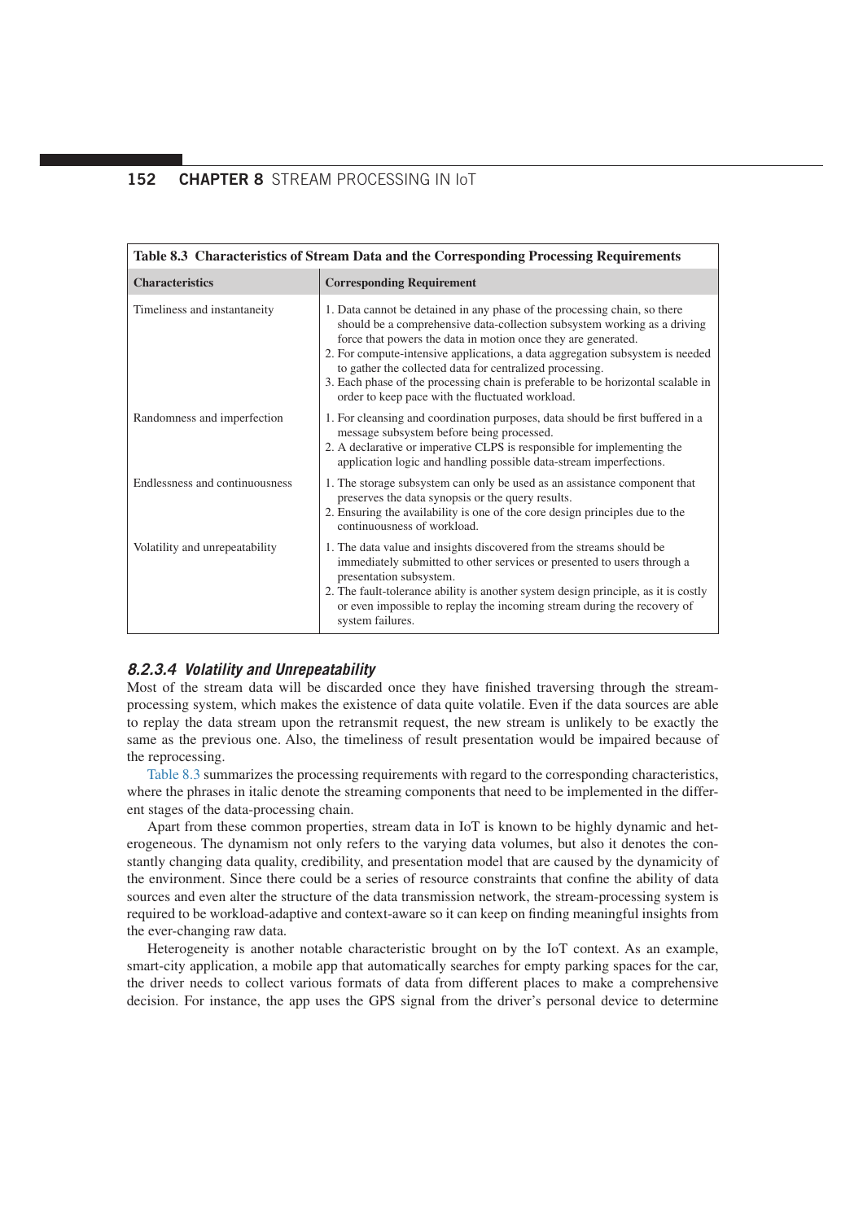**Table 8.3 Characteristics of Stream Data and the Corresponding Processing Requirements**

| Characteristics | Corresponding Requirement |
|---|---|
| Timeliness and instantaneity | 1. Data cannot be detained in any phase of the processing chain, so there should be a comprehensive data-collection subsystem working as a driving force that powers the data in motion once they are generated.<br>2. For compute-intensive applications, a data aggregation subsystem is needed to gather the collected data for centralized processing.<br>3. Each phase of the processing chain is preferable to be horizontal scalable in order to keep pace with the fluctuated workload. |
| Randomness and imperfection | 1. For cleansing and coordination purposes, data should be first buffered in a message subsystem before being processed.<br>2. A declarative or imperative CLPS is responsible for implementing the application logic and handling possible data-stream imperfections. |
| Endlessness and continuousness | 1. The storage subsystem can only be used as an assistance component that preserves the data synopsis or the query results.<br>2. Ensuring the availability is one of the core design principles due to the continuousness of workload. |
| Volatility and unrepeatability | 1. The data value and insights discovered from the streams should be immediately submitted to other services or presented to users through a presentation subsystem.<br>2. The fault-tolerance ability is another system design principle, as it is costly or even impossible to replay the incoming stream during the recovery of system failures. |

#### 8.2.3.4 Volatility and Unrepeatability

Most of the stream data will be discarded once they have finished traversing through the stream-processing system, which makes the existence of data quite volatile. Even if the data sources are able to replay the data stream upon the retransmit request, the new stream is unlikely to be exactly the same as the previous one. Also, the timeliness of result presentation would be impaired because of the reprocessing.

Table 8.3 summarizes the processing requirements with regard to the corresponding characteristics, where the phrases in italic denote the streaming components that need to be implemented in the different stages of the data-processing chain.

Apart from these common properties, stream data in IoT is known to be highly dynamic and heterogeneous. The dynamism not only refers to the varying data volumes, but also it denotes the constantly changing data quality, credibility, and presentation model that are caused by the dynamicity of the environment. Since there could be a series of resource constraints that confine the ability of data sources and even alter the structure of the data transmission network, the stream-processing system is required to be workload-adaptive and context-aware so it can keep on finding meaningful insights from the ever-changing raw data.

Heterogeneity is another notable characteristic brought on by the IoT context. As an example, smart-city application, a mobile app that automatically searches for empty parking spaces for the car, the driver needs to collect various formats of data from different places to make a comprehensive decision. For instance, the app uses the GPS signal from the driver's personal device to determine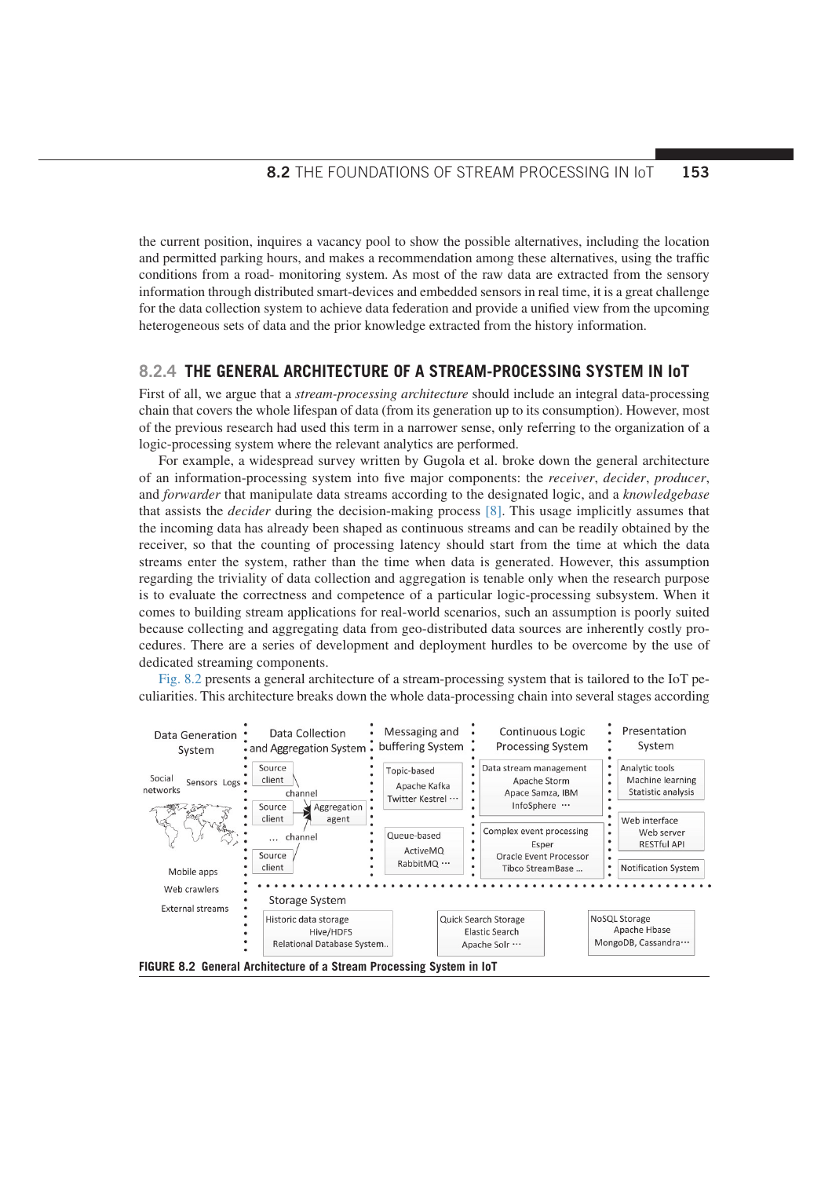the current position, inquires a vacancy pool to show the possible alternatives, including the location and permitted parking hours, and makes a recommendation among these alternatives, using the traffic conditions from a road- monitoring system. As most of the raw data are extracted from the sensory information through distributed smart-devices and embedded sensors in real time, it is a great challenge for the data collection system to achieve data federation and provide a unified view from the upcoming heterogeneous sets of data and the prior knowledge extracted from the history information.

### 8.2.4 THE GENERAL ARCHITECTURE OF A STREAM-PROCESSING SYSTEM IN IoT

First of all, we argue that a *stream-processing architecture* should include an integral data-processing chain that covers the whole lifespan of data (from its generation up to its consumption). However, most of the previous research had used this term in a narrower sense, only referring to the organization of a logic-processing system where the relevant analytics are performed.

For example, a widespread survey written by Gugola et al. broke down the general architecture of an information-processing system into five major components: the *receiver*, *decider*, *producer*, and *forwarder* that manipulate data streams according to the designated logic, and a *knowledgebase* that assists the *decider* during the decision-making process [8]. This usage implicitly assumes that the incoming data has already been shaped as continuous streams and can be readily obtained by the receiver, so that the counting of processing latency should start from the time at which the data streams enter the system, rather than the time when data is generated. However, this assumption regarding the triviality of data collection and aggregation is tenable only when the research purpose is to evaluate the correctness and competence of a particular logic-processing subsystem. When it comes to building stream applications for real-world scenarios, such an assumption is poorly suited because collecting and aggregating data from geo-distributed data sources are inherently costly procedures. There are a series of development and deployment hurdles to be overcome by the use of dedicated streaming components.

Fig. 8.2 presents a general architecture of a stream-processing system that is tailored to the IoT peculiarities. This architecture breaks down the whole data-processing chain into several stages according

Data Generation System
Social networks
Sensors
Logs
Mobile apps
Web crawlers
External streams

Data Collection and Aggregation System
Source client
Source client
Source client
channel
... channel
Aggregation agent

Messaging and buffering System
Topic-based
Apache Kafka
Twitter Kestrel ···
Queue-based
ActiveMQ
RabbitMQ ···

Continuous Logic Processing System
Data stream management
Apache Storm
Apace Samza, IBM InfoSphere ···
Complex event processing
Esper
Oracle Event Processor
Tibco StreamBase ...

Presentation System
Analytic tools
Machine learning
Statistic analysis
Web interface
Web server
RESTful API
Notification System

Storage System
Historic data storage
Hive/HDFS
Relational Database System..
Quick Search Storage
Elastic Search
Apache Solr ···
NoSQL Storage
Apache Hbase
MongoDB, Cassandra···

**FIGURE 8.2 General Architecture of a Stream Processing System in IoT**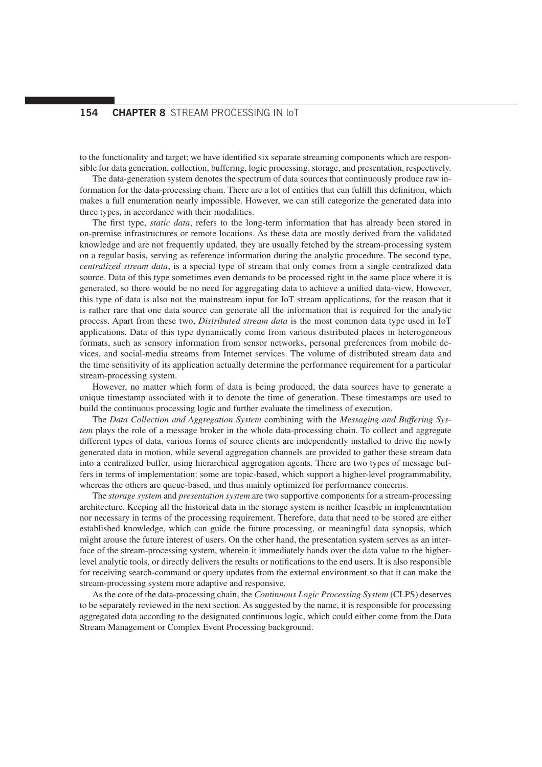to the functionality and target; we have identified six separate streaming components which are responsible for data generation, collection, buffering, logic processing, storage, and presentation, respectively.

The data-generation system denotes the spectrum of data sources that continuously produce raw information for the data-processing chain. There are a lot of entities that can fulfill this definition, which makes a full enumeration nearly impossible. However, we can still categorize the generated data into three types, in accordance with their modalities.

The first type, *static data*, refers to the long-term information that has already been stored in on-premise infrastructures or remote locations. As these data are mostly derived from the validated knowledge and are not frequently updated, they are usually fetched by the stream-processing system on a regular basis, serving as reference information during the analytic procedure. The second type, *centralized stream data*, is a special type of stream that only comes from a single centralized data source. Data of this type sometimes even demands to be processed right in the same place where it is generated, so there would be no need for aggregating data to achieve a unified data-view. However, this type of data is also not the mainstream input for IoT stream applications, for the reason that it is rather rare that one data source can generate all the information that is required for the analytic process. Apart from these two, *Distributed stream data* is the most common data type used in IoT applications. Data of this type dynamically come from various distributed places in heterogeneous formats, such as sensory information from sensor networks, personal preferences from mobile devices, and social-media streams from Internet services. The volume of distributed stream data and the time sensitivity of its application actually determine the performance requirement for a particular stream-processing system.

However, no matter which form of data is being produced, the data sources have to generate a unique timestamp associated with it to denote the time of generation. These timestamps are used to build the continuous processing logic and further evaluate the timeliness of execution.

The *Data Collection and Aggregation System* combining with the *Messaging and Buffering System* plays the role of a message broker in the whole data-processing chain. To collect and aggregate different types of data, various forms of source clients are independently installed to drive the newly generated data in motion, while several aggregation channels are provided to gather these stream data into a centralized buffer, using hierarchical aggregation agents. There are two types of message buffers in terms of implementation: some are topic-based, which support a higher-level programmability, whereas the others are queue-based, and thus mainly optimized for performance concerns.

The *storage system* and *presentation system* are two supportive components for a stream-processing architecture. Keeping all the historical data in the storage system is neither feasible in implementation nor necessary in terms of the processing requirement. Therefore, data that need to be stored are either established knowledge, which can guide the future processing, or meaningful data synopsis, which might arouse the future interest of users. On the other hand, the presentation system serves as an interface of the stream-processing system, wherein it immediately hands over the data value to the higher-level analytic tools, or directly delivers the results or notifications to the end users. It is also responsible for receiving search-command or query updates from the external environment so that it can make the stream-processing system more adaptive and responsive.

As the core of the data-processing chain, the *Continuous Logic Processing System* (CLPS) deserves to be separately reviewed in the next section. As suggested by the name, it is responsible for processing aggregated data according to the designated continuous logic, which could either come from the Data Stream Management or Complex Event Processing background.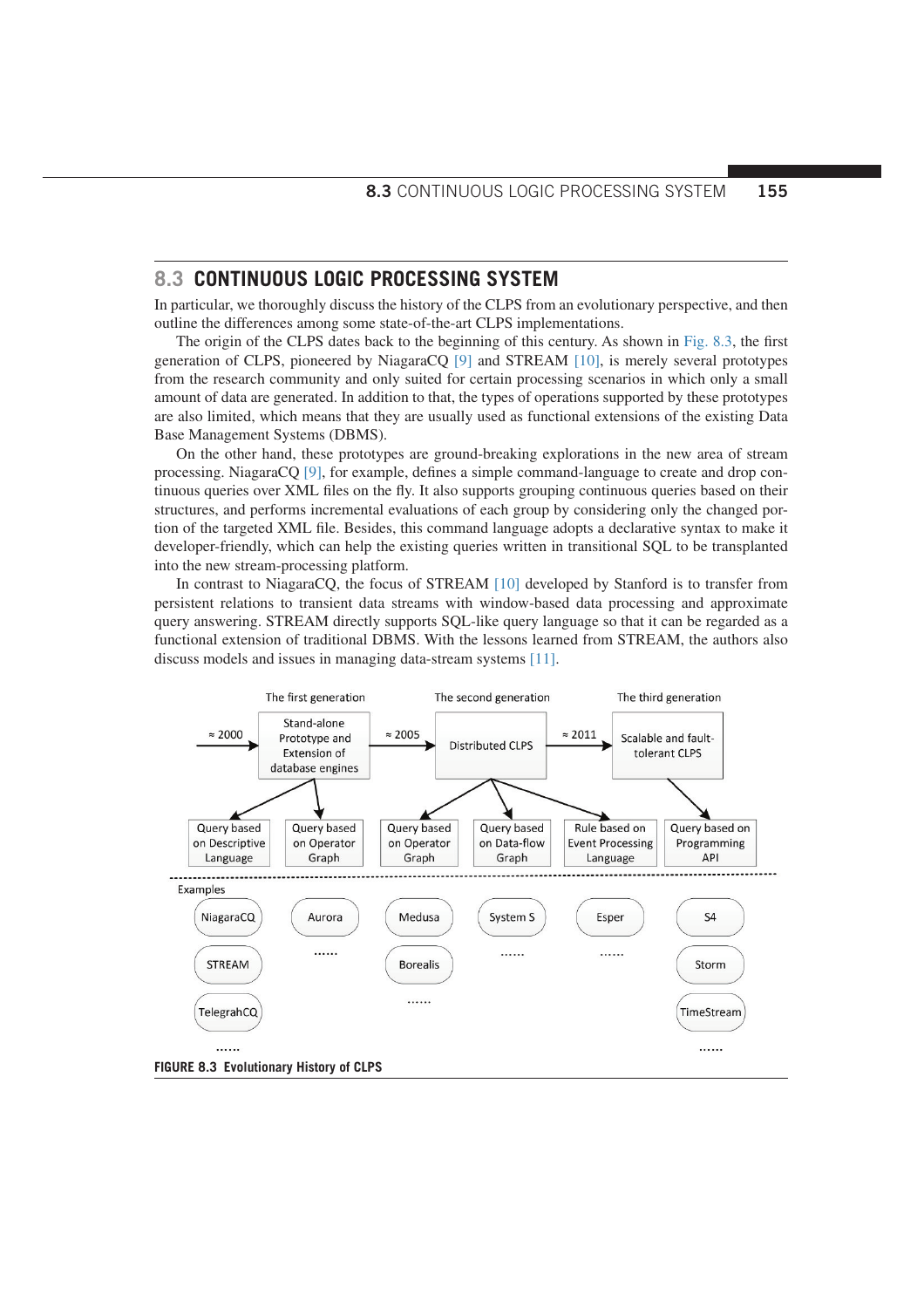## 8.3 CONTINUOUS LOGIC PROCESSING SYSTEM

In particular, we thoroughly discuss the history of the CLPS from an evolutionary perspective, and then outline the differences among some state-of-the-art CLPS implementations.

The origin of the CLPS dates back to the beginning of this century. As shown in Fig. 8.3, the first generation of CLPS, pioneered by NiagaraCQ [9] and STREAM [10], is merely several prototypes from the research community and only suited for certain processing scenarios in which only a small amount of data are generated. In addition to that, the types of operations supported by these prototypes are also limited, which means that they are usually used as functional extensions of the existing Data Base Management Systems (DBMS).

On the other hand, these prototypes are ground-breaking explorations in the new area of stream processing. NiagaraCQ [9], for example, defines a simple command-language to create and drop continuous queries over XML files on the fly. It also supports grouping continuous queries based on their structures, and performs incremental evaluations of each group by considering only the changed portion of the targeted XML file. Besides, this command language adopts a declarative syntax to make it developer-friendly, which can help the existing queries written in transitional SQL to be transplanted into the new stream-processing platform.

In contrast to NiagaraCQ, the focus of STREAM [10] developed by Stanford is to transfer from persistent relations to transient data streams with window-based data processing and approximate query answering. STREAM directly supports SQL-like query language so that it can be regarded as a functional extension of traditional DBMS. With the lessons learned from STREAM, the authors also discuss models and issues in managing data-stream systems [11].

The first generation — The second generation — The third generation

≈ 2000 → Stand-alone Prototype and Extension of database engines → ≈ 2005 → Distributed CLPS → ≈ 2011 → Scalable and fault-tolerant CLPS

Query based on Descriptive Language | Query based on Operator Graph | Query based on Operator Graph | Query based on Data-flow Graph | Rule based on Event Processing Language | Query based on Programming API

Examples

NiagaraCQ, STREAM, TelegraphCQ, ...... | Aurora, ...... | Medusa, Borealis, ...... | System S, ...... | Esper, ...... | S4, Storm, TimeStream, ......

FIGURE 8.3 Evolutionary History of CLPS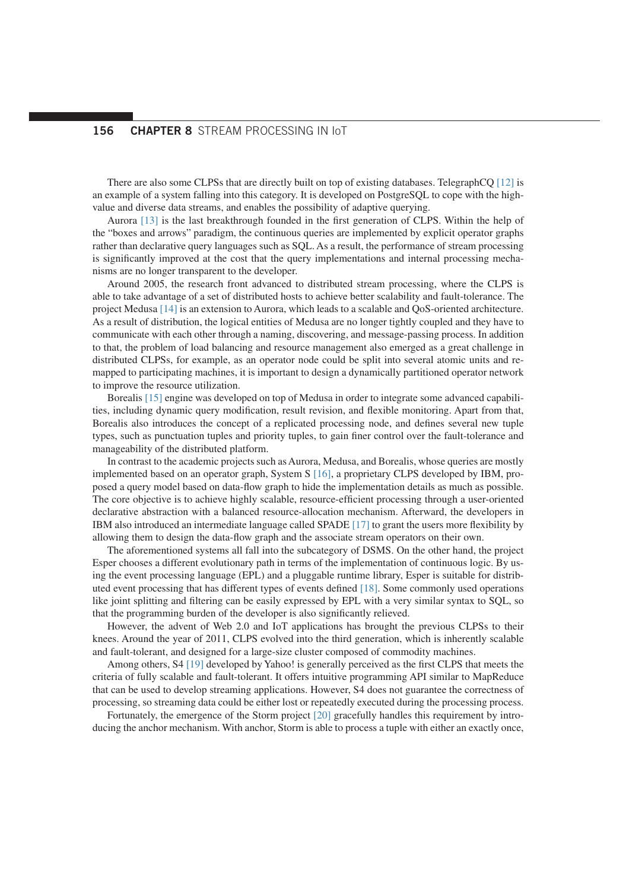There are also some CLPSs that are directly built on top of existing databases. TelegraphCQ [12] is an example of a system falling into this category. It is developed on PostgreSQL to cope with the high-value and diverse data streams, and enables the possibility of adaptive querying.

Aurora [13] is the last breakthrough founded in the first generation of CLPS. Within the help of the "boxes and arrows" paradigm, the continuous queries are implemented by explicit operator graphs rather than declarative query languages such as SQL. As a result, the performance of stream processing is significantly improved at the cost that the query implementations and internal processing mechanisms are no longer transparent to the developer.

Around 2005, the research front advanced to distributed stream processing, where the CLPS is able to take advantage of a set of distributed hosts to achieve better scalability and fault-tolerance. The project Medusa [14] is an extension to Aurora, which leads to a scalable and QoS-oriented architecture. As a result of distribution, the logical entities of Medusa are no longer tightly coupled and they have to communicate with each other through a naming, discovering, and message-passing process. In addition to that, the problem of load balancing and resource management also emerged as a great challenge in distributed CLPSs, for example, as an operator node could be split into several atomic units and remapped to participating machines, it is important to design a dynamically partitioned operator network to improve the resource utilization.

Borealis [15] engine was developed on top of Medusa in order to integrate some advanced capabilities, including dynamic query modification, result revision, and flexible monitoring. Apart from that, Borealis also introduces the concept of a replicated processing node, and defines several new tuple types, such as punctuation tuples and priority tuples, to gain finer control over the fault-tolerance and manageability of the distributed platform.

In contrast to the academic projects such as Aurora, Medusa, and Borealis, whose queries are mostly implemented based on an operator graph, System S [16], a proprietary CLPS developed by IBM, proposed a query model based on data-flow graph to hide the implementation details as much as possible. The core objective is to achieve highly scalable, resource-efficient processing through a user-oriented declarative abstraction with a balanced resource-allocation mechanism. Afterward, the developers in IBM also introduced an intermediate language called SPADE [17] to grant the users more flexibility by allowing them to design the data-flow graph and the associate stream operators on their own.

The aforementioned systems all fall into the subcategory of DSMS. On the other hand, the project Esper chooses a different evolutionary path in terms of the implementation of continuous logic. By using the event processing language (EPL) and a pluggable runtime library, Esper is suitable for distributed event processing that has different types of events defined [18]. Some commonly used operations like joint splitting and filtering can be easily expressed by EPL with a very similar syntax to SQL, so that the programming burden of the developer is also significantly relieved.

However, the advent of Web 2.0 and IoT applications has brought the previous CLPSs to their knees. Around the year of 2011, CLPS evolved into the third generation, which is inherently scalable and fault-tolerant, and designed for a large-size cluster composed of commodity machines.

Among others, S4 [19] developed by Yahoo! is generally perceived as the first CLPS that meets the criteria of fully scalable and fault-tolerant. It offers intuitive programming API similar to MapReduce that can be used to develop streaming applications. However, S4 does not guarantee the correctness of processing, so streaming data could be either lost or repeatedly executed during the processing process.

Fortunately, the emergence of the Storm project [20] gracefully handles this requirement by introducing the anchor mechanism. With anchor, Storm is able to process a tuple with either an exactly once,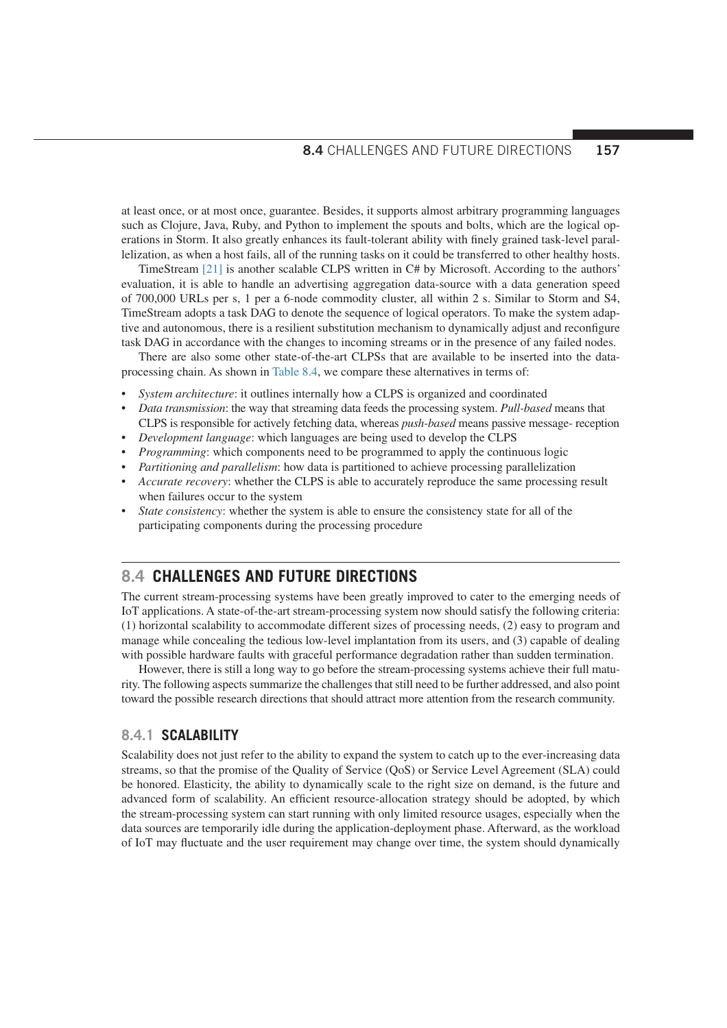at least once, or at most once, guarantee. Besides, it supports almost arbitrary programming languages such as Clojure, Java, Ruby, and Python to implement the spouts and bolts, which are the logical operations in Storm. It also greatly enhances its fault-tolerant ability with finely grained task-level parallelization, as when a host fails, all of the running tasks on it could be transferred to other healthy hosts.

TimeStream [21] is another scalable CLPS written in C# by Microsoft. According to the authors' evaluation, it is able to handle an advertising aggregation data-source with a data generation speed of 700,000 URLs per s, 1 per a 6-node commodity cluster, all within 2 s. Similar to Storm and S4, TimeStream adopts a task DAG to denote the sequence of logical operators. To make the system adaptive and autonomous, there is a resilient substitution mechanism to dynamically adjust and reconfigure task DAG in accordance with the changes to incoming streams or in the presence of any failed nodes.

There are also some other state-of-the-art CLPSs that are available to be inserted into the data-processing chain. As shown in Table 8.4, we compare these alternatives in terms of:

- *System architecture*: it outlines internally how a CLPS is organized and coordinated
- *Data transmission*: the way that streaming data feeds the processing system. *Pull-based* means that CLPS is responsible for actively fetching data, whereas *push-based* means passive message- reception
- *Development language*: which languages are being used to develop the CLPS
- *Programming*: which components need to be programmed to apply the continuous logic
- *Partitioning and parallelism*: how data is partitioned to achieve processing parallelization
- *Accurate recovery*: whether the CLPS is able to accurately reproduce the same processing result when failures occur to the system
- *State consistency*: whether the system is able to ensure the consistency state for all of the participating components during the processing procedure

## 8.4 CHALLENGES AND FUTURE DIRECTIONS

The current stream-processing systems have been greatly improved to cater to the emerging needs of IoT applications. A state-of-the-art stream-processing system now should satisfy the following criteria: (1) horizontal scalability to accommodate different sizes of processing needs, (2) easy to program and manage while concealing the tedious low-level implantation from its users, and (3) capable of dealing with possible hardware faults with graceful performance degradation rather than sudden termination.

However, there is still a long way to go before the stream-processing systems achieve their full maturity. The following aspects summarize the challenges that still need to be further addressed, and also point toward the possible research directions that should attract more attention from the research community.

### 8.4.1 SCALABILITY

Scalability does not just refer to the ability to expand the system to catch up to the ever-increasing data streams, so that the promise of the Quality of Service (QoS) or Service Level Agreement (SLA) could be honored. Elasticity, the ability to dynamically scale to the right size on demand, is the future and advanced form of scalability. An efficient resource-allocation strategy should be adopted, by which the stream-processing system can start running with only limited resource usages, especially when the data sources are temporarily idle during the application-deployment phase. Afterward, as the workload of IoT may fluctuate and the user requirement may change over time, the system should dynamically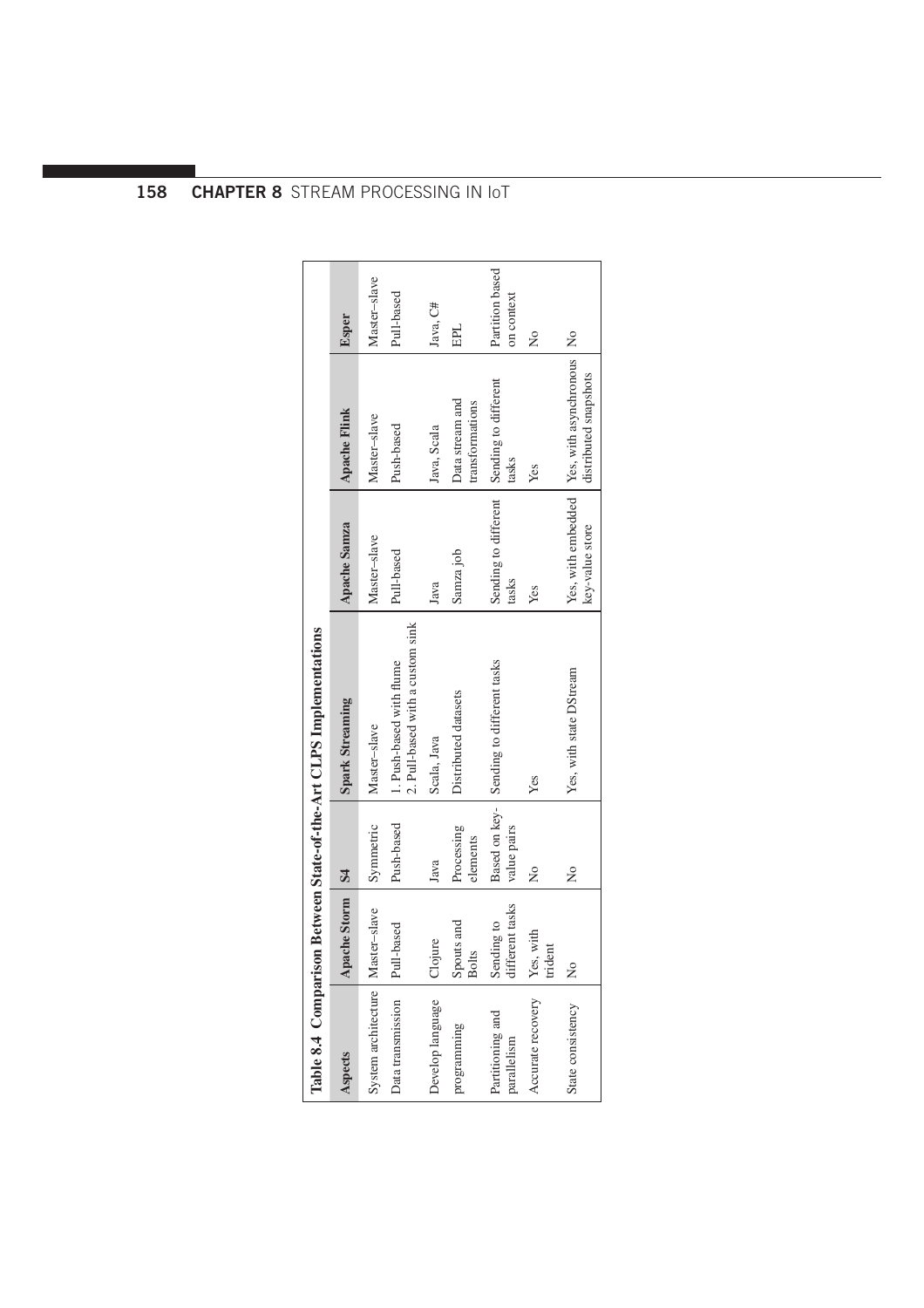**Table 8.4 Comparison Between State-of-the-Art CLPS Implementations**

| Aspects | Apache Storm | S4 | Spark Streaming | Apache Samza | Apache Flink | Esper |
|---|---|---|---|---|---|---|
| System architecture | Master–slave | Symmetric | Master–slave | Master–slave | Master–slave | Master–slave |
| Data transmission | Pull-based | Push-based | 1. Push-based with flume<br>2. Pull-based with a custom sink | Pull-based | Push-based | Pull-based |
| Develop language | Clojure | Java | Scala, Java | Java | Java, Scala | Java, C# |
| programming | Spouts and Bolts | Processing elements | Distributed datasets | Samza job | Data stream and transformations | EPL |
| Partitioning and parallelism | Sending to different tasks | Based on key-value pairs | Sending to different tasks | Sending to different tasks | Sending to different tasks | Partition based on context |
| Accurate recovery | Yes, with trident | No | Yes | Yes | Yes | No |
| State consistency | No | No | Yes, with state DStream | Yes, with embedded key-value store | Yes, with asynchronous distributed snapshots | No |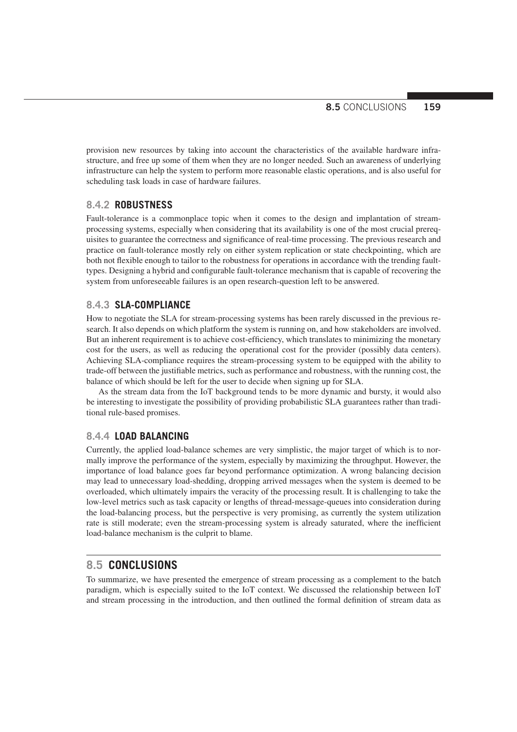provision new resources by taking into account the characteristics of the available hardware infrastructure, and free up some of them when they are no longer needed. Such an awareness of underlying infrastructure can help the system to perform more reasonable elastic operations, and is also useful for scheduling task loads in case of hardware failures.

### 8.4.2 ROBUSTNESS

Fault-tolerance is a commonplace topic when it comes to the design and implantation of stream-processing systems, especially when considering that its availability is one of the most crucial prerequisites to guarantee the correctness and significance of real-time processing. The previous research and practice on fault-tolerance mostly rely on either system replication or state checkpointing, which are both not flexible enough to tailor to the robustness for operations in accordance with the trending fault-types. Designing a hybrid and configurable fault-tolerance mechanism that is capable of recovering the system from unforeseeable failures is an open research-question left to be answered.

### 8.4.3 SLA-COMPLIANCE

How to negotiate the SLA for stream-processing systems has been rarely discussed in the previous research. It also depends on which platform the system is running on, and how stakeholders are involved. But an inherent requirement is to achieve cost-efficiency, which translates to minimizing the monetary cost for the users, as well as reducing the operational cost for the provider (possibly data centers). Achieving SLA-compliance requires the stream-processing system to be equipped with the ability to trade-off between the justifiable metrics, such as performance and robustness, with the running cost, the balance of which should be left for the user to decide when signing up for SLA.

As the stream data from the IoT background tends to be more dynamic and bursty, it would also be interesting to investigate the possibility of providing probabilistic SLA guarantees rather than traditional rule-based promises.

### 8.4.4 LOAD BALANCING

Currently, the applied load-balance schemes are very simplistic, the major target of which is to normally improve the performance of the system, especially by maximizing the throughput. However, the importance of load balance goes far beyond performance optimization. A wrong balancing decision may lead to unnecessary load-shedding, dropping arrived messages when the system is deemed to be overloaded, which ultimately impairs the veracity of the processing result. It is challenging to take the low-level metrics such as task capacity or lengths of thread-message-queues into consideration during the load-balancing process, but the perspective is very promising, as currently the system utilization rate is still moderate; even the stream-processing system is already saturated, where the inefficient load-balance mechanism is the culprit to blame.

## 8.5 CONCLUSIONS

To summarize, we have presented the emergence of stream processing as a complement to the batch paradigm, which is especially suited to the IoT context. We discussed the relationship between IoT and stream processing in the introduction, and then outlined the formal definition of stream data as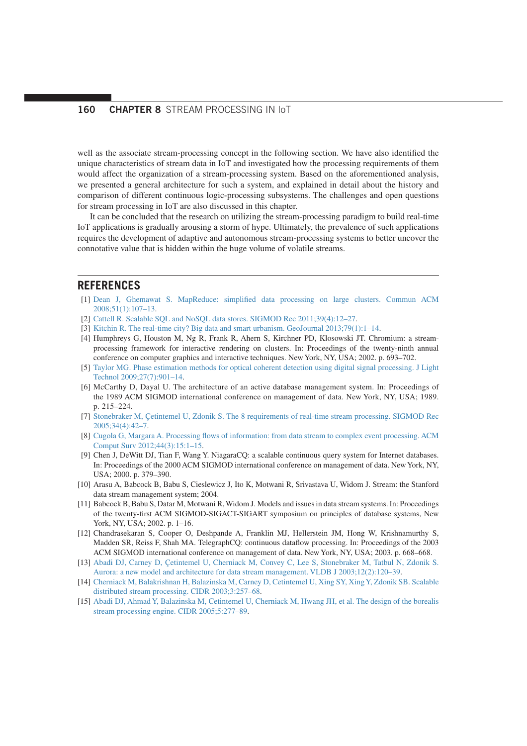well as the associate stream-processing concept in the following section. We have also identified the unique characteristics of stream data in IoT and investigated how the processing requirements of them would affect the organization of a stream-processing system. Based on the aforementioned analysis, we presented a general architecture for such a system, and explained in detail about the history and comparison of different continuous logic-processing subsystems. The challenges and open questions for stream processing in IoT are also discussed in this chapter.

It can be concluded that the research on utilizing the stream-processing paradigm to build real-time IoT applications is gradually arousing a storm of hype. Ultimately, the prevalence of such applications requires the development of adaptive and autonomous stream-processing systems to better uncover the connotative value that is hidden within the huge volume of volatile streams.

## REFERENCES

[1] Dean J, Ghemawat S. MapReduce: simplified data processing on large clusters. Commun ACM 2008;51(1):107–13.

[2] Cattell R. Scalable SQL and NoSQL data stores. SIGMOD Rec 2011;39(4):12–27.

[3] Kitchin R. The real-time city? Big data and smart urbanism. GeoJournal 2013;79(1):1–14.

[4] Humphreys G, Houston M, Ng R, Frank R, Ahern S, Kirchner PD, Klosowski JT. Chromium: a stream-processing framework for interactive rendering on clusters. In: Proceedings of the twenty-ninth annual conference on computer graphics and interactive techniques. New York, NY, USA; 2002. p. 693–702.

[5] Taylor MG. Phase estimation methods for optical coherent detection using digital signal processing. J Light Technol 2009;27(7):901–14.

[6] McCarthy D, Dayal U. The architecture of an active database management system. In: Proceedings of the 1989 ACM SIGMOD international conference on management of data. New York, NY, USA; 1989. p. 215–224.

[7] Stonebraker M, Çetintemel U, Zdonik S. The 8 requirements of real-time stream processing. SIGMOD Rec 2005;34(4):42–7.

[8] Cugola G, Margara A. Processing flows of information: from data stream to complex event processing. ACM Comput Surv 2012;44(3):15:1–15.

[9] Chen J, DeWitt DJ, Tian F, Wang Y. NiagaraCQ: a scalable continuous query system for Internet databases. In: Proceedings of the 2000 ACM SIGMOD international conference on management of data. New York, NY, USA; 2000. p. 379–390.

[10] Arasu A, Babcock B, Babu S, Cieslewicz J, Ito K, Motwani R, Srivastava U, Widom J. Stream: the Stanford data stream management system; 2004.

[11] Babcock B, Babu S, Datar M, Motwani R, Widom J. Models and issues in data stream systems. In: Proceedings of the twenty-first ACM SIGMOD-SIGACT-SIGART symposium on principles of database systems, New York, NY, USA; 2002. p. 1–16.

[12] Chandrasekaran S, Cooper O, Deshpande A, Franklin MJ, Hellerstein JM, Hong W, Krishnamurthy S, Madden SR, Reiss F, Shah MA. TelegraphCQ: continuous dataflow processing. In: Proceedings of the 2003 ACM SIGMOD international conference on management of data. New York, NY, USA; 2003. p. 668–668.

[13] Abadi DJ, Carney D, Çetintemel U, Cherniack M, Convey C, Lee S, Stonebraker M, Tatbul N, Zdonik S. Aurora: a new model and architecture for data stream management. VLDB J 2003;12(2):120–39.

[14] Cherniack M, Balakrishnan H, Balazinska M, Carney D, Cetintemel U, Xing SY, Xing Y, Zdonik SB. Scalable distributed stream processing. CIDR 2003;3:257–68.

[15] Abadi DJ, Ahmad Y, Balazinska M, Cetintemel U, Cherniack M, Hwang JH, et al. The design of the borealis stream processing engine. CIDR 2005;5:277–89.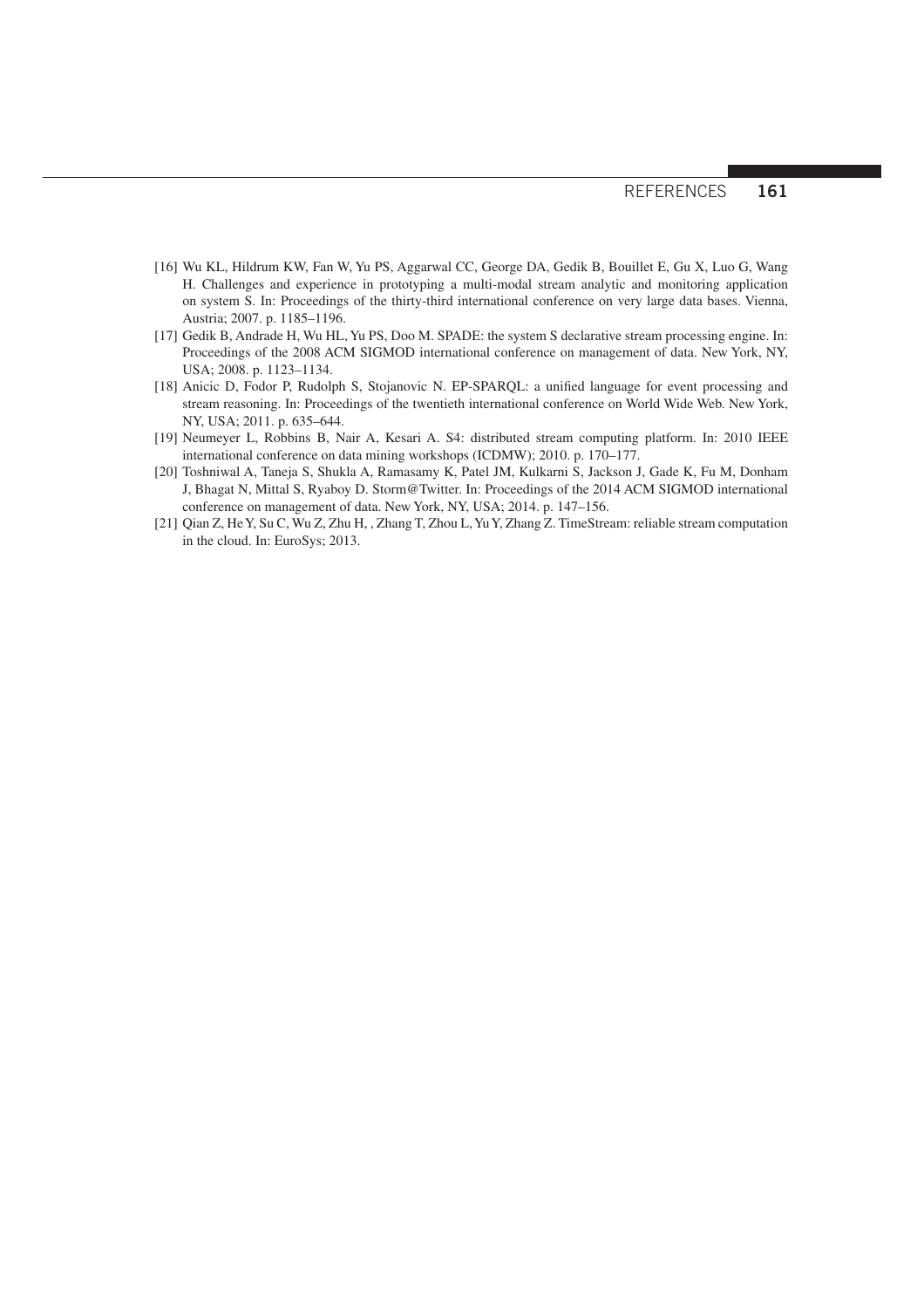[16] Wu KL, Hildrum KW, Fan W, Yu PS, Aggarwal CC, George DA, Gedik B, Bouillet E, Gu X, Luo G, Wang H. Challenges and experience in prototyping a multi-modal stream analytic and monitoring application on system S. In: Proceedings of the thirty-third international conference on very large data bases. Vienna, Austria; 2007. p. 1185–1196.

[17] Gedik B, Andrade H, Wu HL, Yu PS, Doo M. SPADE: the system S declarative stream processing engine. In: Proceedings of the 2008 ACM SIGMOD international conference on management of data. New York, NY, USA; 2008. p. 1123–1134.

[18] Anicic D, Fodor P, Rudolph S, Stojanovic N. EP-SPARQL: a unified language for event processing and stream reasoning. In: Proceedings of the twentieth international conference on World Wide Web. New York, NY, USA; 2011. p. 635–644.

[19] Neumeyer L, Robbins B, Nair A, Kesari A. S4: distributed stream computing platform. In: 2010 IEEE international conference on data mining workshops (ICDMW); 2010. p. 170–177.

[20] Toshniwal A, Taneja S, Shukla A, Ramasamy K, Patel JM, Kulkarni S, Jackson J, Gade K, Fu M, Donham J, Bhagat N, Mittal S, Ryaboy D. Storm@Twitter. In: Proceedings of the 2014 ACM SIGMOD international conference on management of data. New York, NY, USA; 2014. p. 147–156.

[21] Qian Z, He Y, Su C, Wu Z, Zhu H, , Zhang T, Zhou L, Yu Y, Zhang Z. TimeStream: reliable stream computation in the cloud. In: EuroSys; 2013.